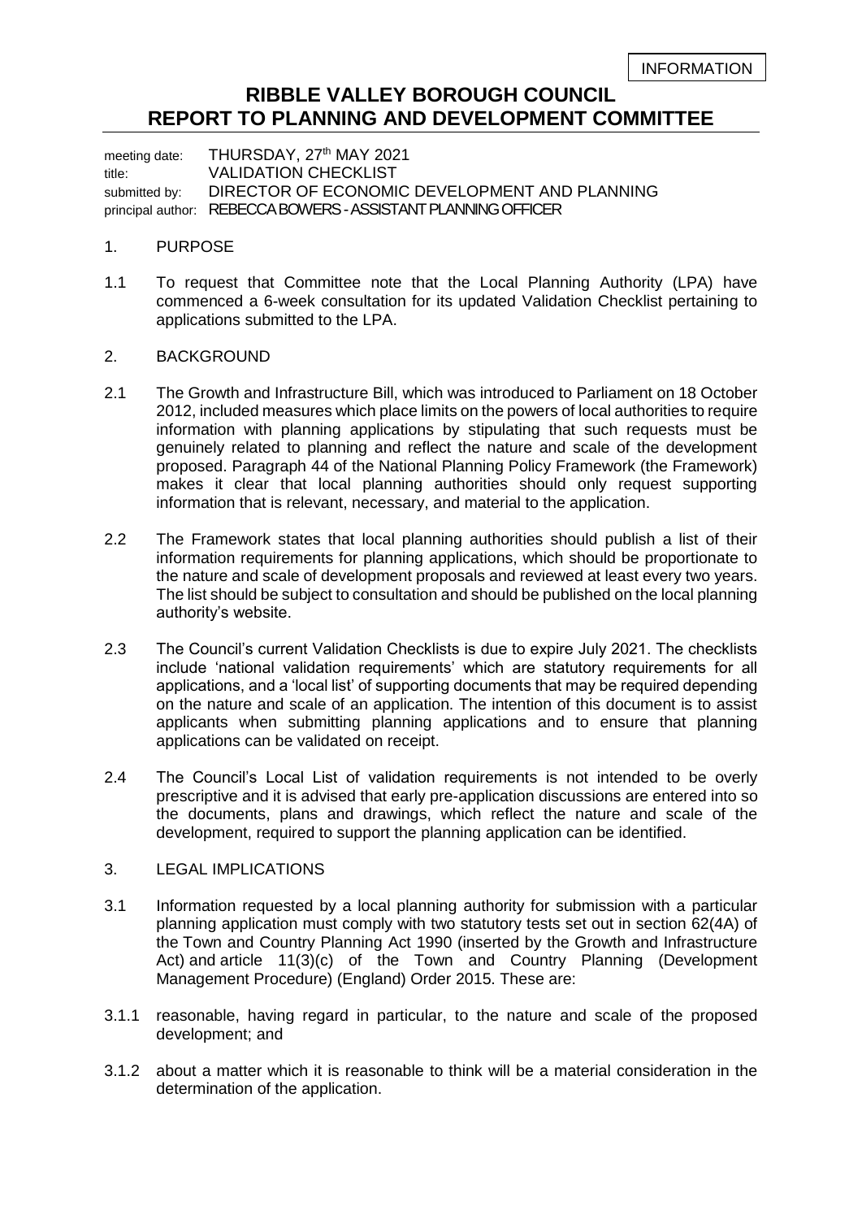INFORMATION

# RIBBLE VALLEY BOROUGH COUNCIL
# REPORT TO PLANNING AND DEVELOPMENT COMMITTEE

meeting date: THURSDAY, 27th MAY 2021
title: VALIDATION CHECKLIST
submitted by: DIRECTOR OF ECONOMIC DEVELOPMENT AND PLANNING
principal author: REBECCA BOWERS - ASSISTANT PLANNING OFFICER

## 1. PURPOSE

1.1 To request that Committee note that the Local Planning Authority (LPA) have commenced a 6-week consultation for its updated Validation Checklist pertaining to applications submitted to the LPA.

## 2. BACKGROUND

2.1 The Growth and Infrastructure Bill, which was introduced to Parliament on 18 October 2012, included measures which place limits on the powers of local authorities to require information with planning applications by stipulating that such requests must be genuinely related to planning and reflect the nature and scale of the development proposed. Paragraph 44 of the National Planning Policy Framework (the Framework) makes it clear that local planning authorities should only request supporting information that is relevant, necessary, and material to the application.

2.2 The Framework states that local planning authorities should publish a list of their information requirements for planning applications, which should be proportionate to the nature and scale of development proposals and reviewed at least every two years. The list should be subject to consultation and should be published on the local planning authority's website.

2.3 The Council's current Validation Checklists is due to expire July 2021. The checklists include 'national validation requirements' which are statutory requirements for all applications, and a 'local list' of supporting documents that may be required depending on the nature and scale of an application. The intention of this document is to assist applicants when submitting planning applications and to ensure that planning applications can be validated on receipt.

2.4 The Council's Local List of validation requirements is not intended to be overly prescriptive and it is advised that early pre-application discussions are entered into so the documents, plans and drawings, which reflect the nature and scale of the development, required to support the planning application can be identified.

## 3. LEGAL IMPLICATIONS

3.1 Information requested by a local planning authority for submission with a particular planning application must comply with two statutory tests set out in section 62(4A) of the Town and Country Planning Act 1990 (inserted by the Growth and Infrastructure Act) and article 11(3)(c) of the Town and Country Planning (Development Management Procedure) (England) Order 2015. These are:

3.1.1 reasonable, having regard in particular, to the nature and scale of the proposed development; and

3.1.2 about a matter which it is reasonable to think will be a material consideration in the determination of the application.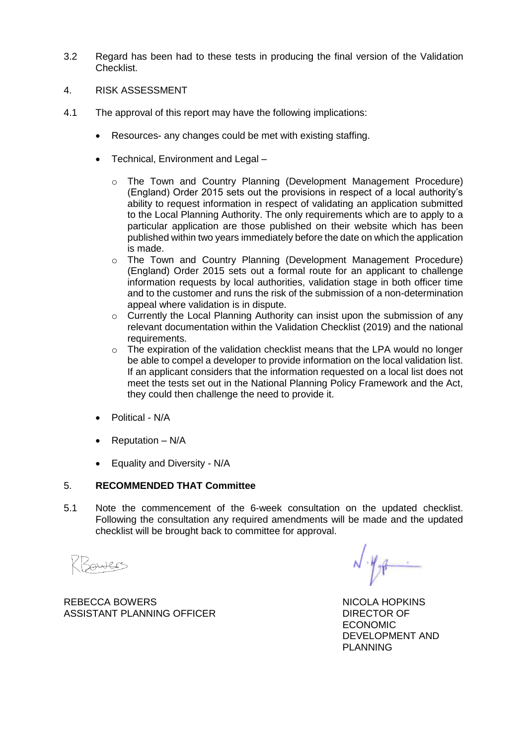3.2 Regard has been had to these tests in producing the final version of the Validation Checklist.

4. RISK ASSESSMENT

4.1 The approval of this report may have the following implications:

- Resources- any changes could be met with existing staffing.
- Technical, Environment and Legal –
  - The Town and Country Planning (Development Management Procedure) (England) Order 2015 sets out the provisions in respect of a local authority's ability to request information in respect of validating an application submitted to the Local Planning Authority. The only requirements which are to apply to a particular application are those published on their website which has been published within two years immediately before the date on which the application is made.
  - The Town and Country Planning (Development Management Procedure) (England) Order 2015 sets out a formal route for an applicant to challenge information requests by local authorities, validation stage in both officer time and to the customer and runs the risk of the submission of a non-determination appeal where validation is in dispute.
  - Currently the Local Planning Authority can insist upon the submission of any relevant documentation within the Validation Checklist (2019) and the national requirements.
  - The expiration of the validation checklist means that the LPA would no longer be able to compel a developer to provide information on the local validation list. If an applicant considers that the information requested on a local list does not meet the tests set out in the National Planning Policy Framework and the Act, they could then challenge the need to provide it.
- Political - N/A
- Reputation – N/A
- Equality and Diversity - N/A

5. **RECOMMENDED THAT Committee**

5.1 Note the commencement of the 6-week consultation on the updated checklist. Following the consultation any required amendments will be made and the updated checklist will be brought back to committee for approval.

REBECCA BOWERS
ASSISTANT PLANNING OFFICER

NICOLA HOPKINS
DIRECTOR OF ECONOMIC DEVELOPMENT AND PLANNING